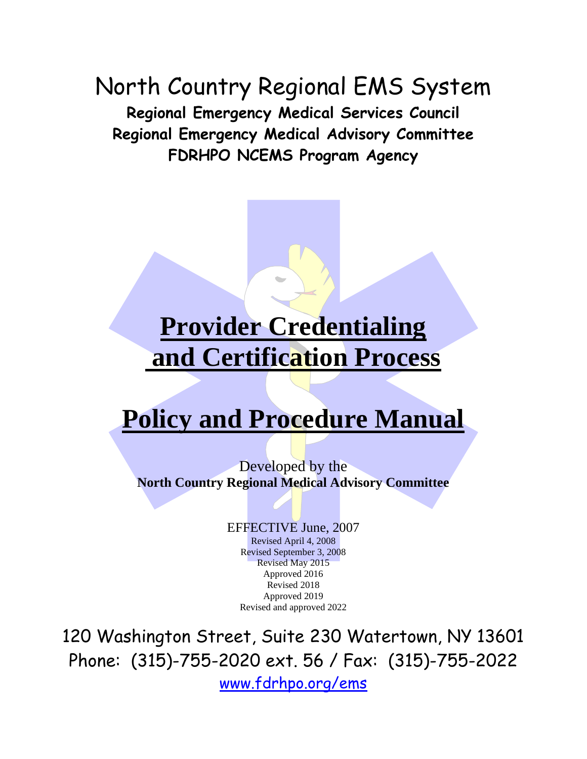# North Country Regional EMS System

**Regional Emergency Medical Services Council**
**Regional Emergency Medical Advisory Committee**
**FDRHPO NCEMS Program Agency**

# Provider Credentialing and Certification Process

# Policy and Procedure Manual

Developed by the
**North Country Regional Medical Advisory Committee**

EFFECTIVE June, 2007
Revised April 4, 2008
Revised September 3, 2008
Revised May 2015
Approved 2016
Revised 2018
Approved 2019
Revised and approved 2022

120 Washington Street, Suite 230 Watertown, NY 13601
Phone: (315)-755-2020 ext. 56 / Fax: (315)-755-2022
[www.fdrhpo.org/ems](http://www.fdrhpo.org/ems)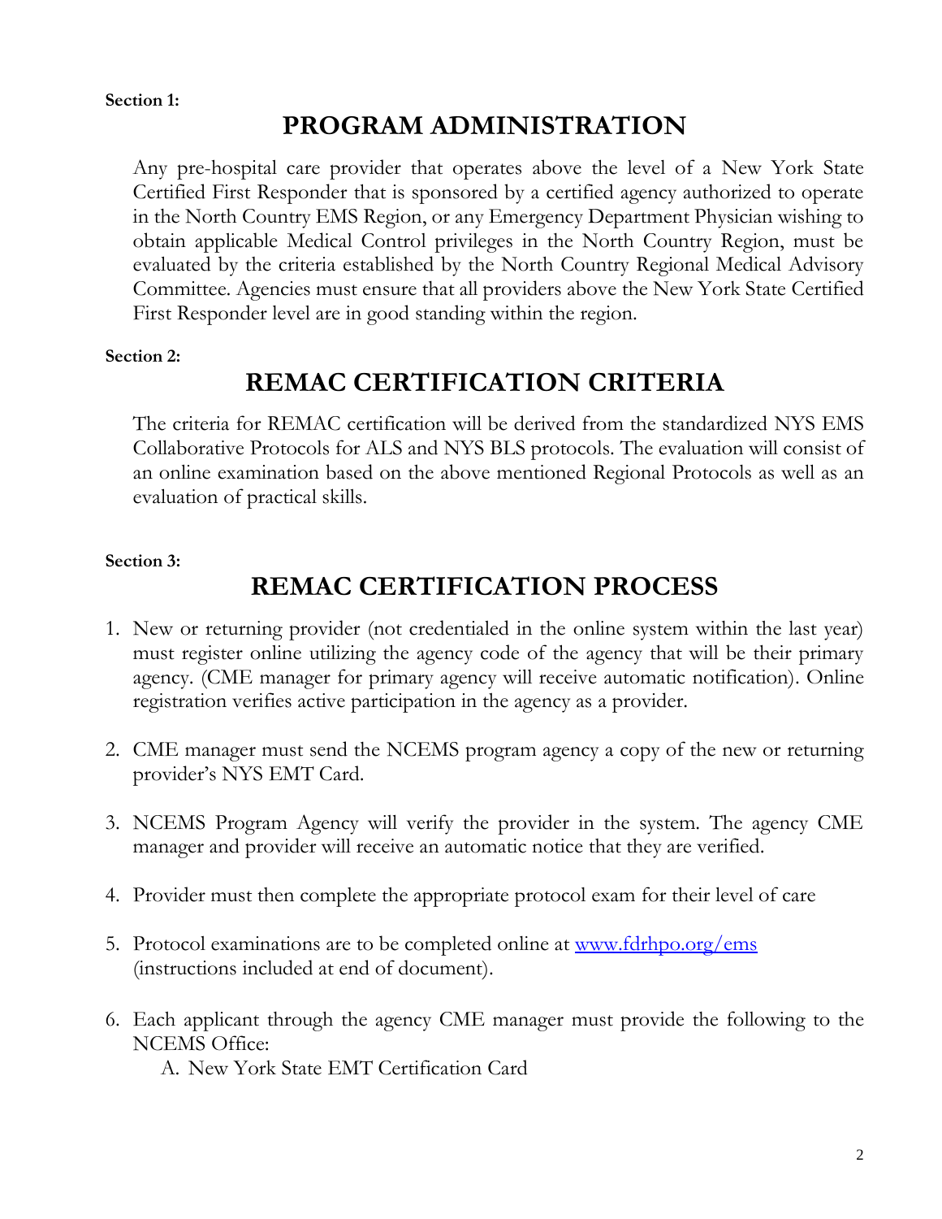**Section 1:**

# PROGRAM ADMINISTRATION

Any pre-hospital care provider that operates above the level of a New York State Certified First Responder that is sponsored by a certified agency authorized to operate in the North Country EMS Region, or any Emergency Department Physician wishing to obtain applicable Medical Control privileges in the North Country Region, must be evaluated by the criteria established by the North Country Regional Medical Advisory Committee. Agencies must ensure that all providers above the New York State Certified First Responder level are in good standing within the region.

**Section 2:**

# REMAC CERTIFICATION CRITERIA

The criteria for REMAC certification will be derived from the standardized NYS EMS Collaborative Protocols for ALS and NYS BLS protocols. The evaluation will consist of an online examination based on the above mentioned Regional Protocols as well as an evaluation of practical skills.

**Section 3:**

# REMAC CERTIFICATION PROCESS

1. New or returning provider (not credentialed in the online system within the last year) must register online utilizing the agency code of the agency that will be their primary agency. (CME manager for primary agency will receive automatic notification). Online registration verifies active participation in the agency as a provider.

2. CME manager must send the NCEMS program agency a copy of the new or returning provider's NYS EMT Card.

3. NCEMS Program Agency will verify the provider in the system. The agency CME manager and provider will receive an automatic notice that they are verified.

4. Provider must then complete the appropriate protocol exam for their level of care

5. Protocol examinations are to be completed online at [www.fdrhpo.org/ems](www.fdrhpo.org/ems) (instructions included at end of document).

6. Each applicant through the agency CME manager must provide the following to the NCEMS Office:
   A. New York State EMT Certification Card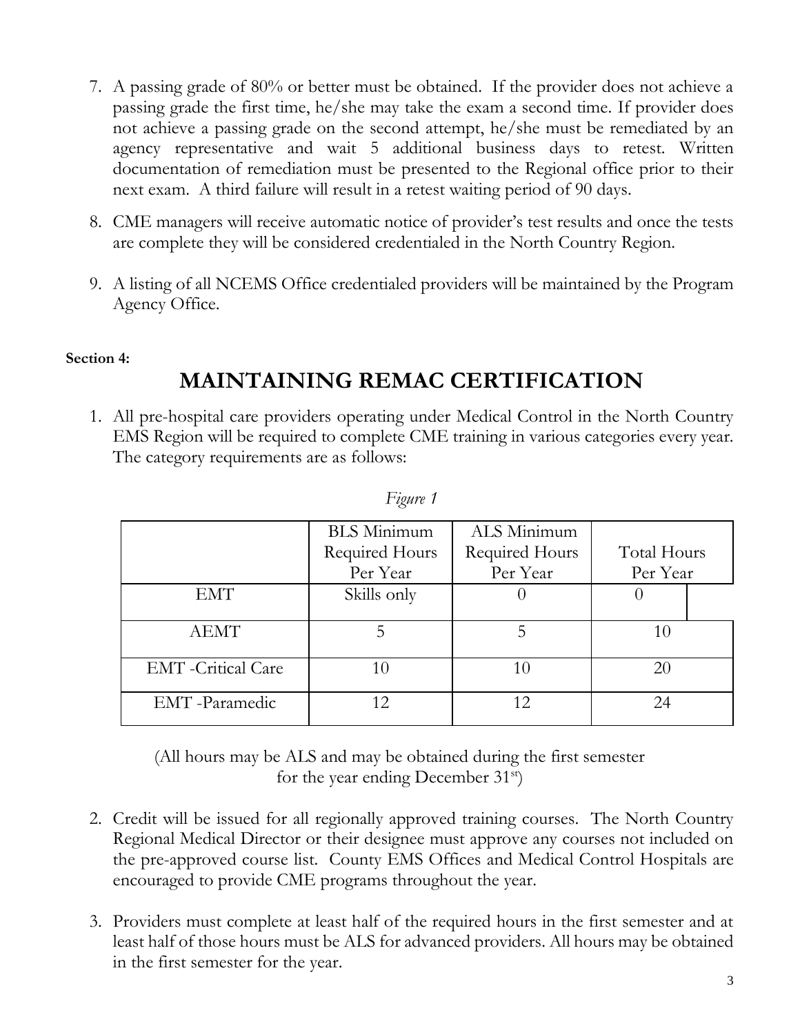7. A passing grade of 80% or better must be obtained. If the provider does not achieve a passing grade the first time, he/she may take the exam a second time. If provider does not achieve a passing grade on the second attempt, he/she must be remediated by an agency representative and wait 5 additional business days to retest. Written documentation of remediation must be presented to the Regional office prior to their next exam. A third failure will result in a retest waiting period of 90 days.

8. CME managers will receive automatic notice of provider's test results and once the tests are complete they will be considered credentialed in the North Country Region.

9. A listing of all NCEMS Office credentialed providers will be maintained by the Program Agency Office.

**Section 4:**

# MAINTAINING REMAC CERTIFICATION

1. All pre-hospital care providers operating under Medical Control in the North Country EMS Region will be required to complete CME training in various categories every year. The category requirements are as follows:

*Figure 1*

| | BLS Minimum Required Hours Per Year | ALS Minimum Required Hours Per Year | Total Hours Per Year |
|---|---|---|---|
| EMT | Skills only | 0 | 0 |
| AEMT | 5 | 5 | 10 |
| EMT -Critical Care | 10 | 10 | 20 |
| EMT -Paramedic | 12 | 12 | 24 |

(All hours may be ALS and may be obtained during the first semester for the year ending December 31st)

2. Credit will be issued for all regionally approved training courses. The North Country Regional Medical Director or their designee must approve any courses not included on the pre-approved course list. County EMS Offices and Medical Control Hospitals are encouraged to provide CME programs throughout the year.

3. Providers must complete at least half of the required hours in the first semester and at least half of those hours must be ALS for advanced providers. All hours may be obtained in the first semester for the year.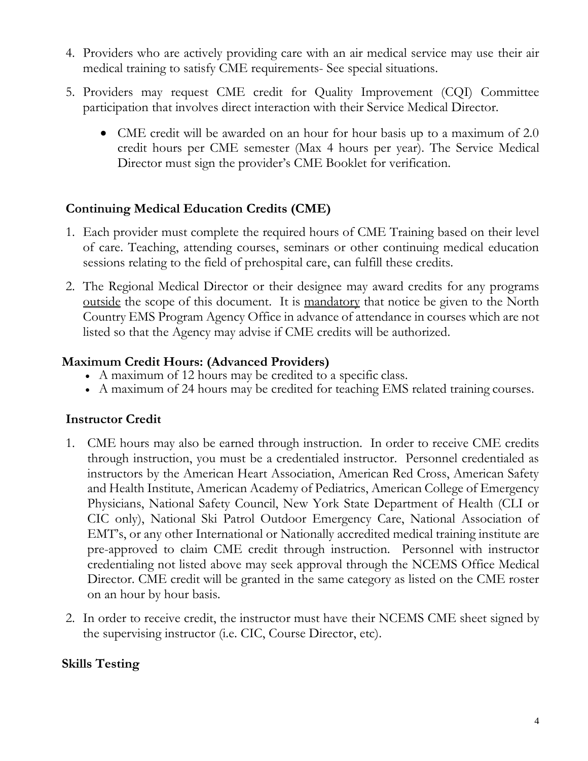4. Providers who are actively providing care with an air medical service may use their air medical training to satisfy CME requirements- See special situations.
5. Providers may request CME credit for Quality Improvement (CQI) Committee participation that involves direct interaction with their Service Medical Director.
    - CME credit will be awarded on an hour for hour basis up to a maximum of 2.0 credit hours per CME semester (Max 4 hours per year). The Service Medical Director must sign the provider's CME Booklet for verification.

## Continuing Medical Education Credits (CME)

1. Each provider must complete the required hours of CME Training based on their level of care. Teaching, attending courses, seminars or other continuing medical education sessions relating to the field of prehospital care, can fulfill these credits.
2. The Regional Medical Director or their designee may award credits for any programs <u>outside</u> the scope of this document. It is <u>mandatory</u> that notice be given to the North Country EMS Program Agency Office in advance of attendance in courses which are not listed so that the Agency may advise if CME credits will be authorized.

## Maximum Credit Hours: (Advanced Providers)

- A maximum of 12 hours may be credited to a specific class.
- A maximum of 24 hours may be credited for teaching EMS related training courses.

## Instructor Credit

1. CME hours may also be earned through instruction. In order to receive CME credits through instruction, you must be a credentialed instructor. Personnel credentialed as instructors by the American Heart Association, American Red Cross, American Safety and Health Institute, American Academy of Pediatrics, American College of Emergency Physicians, National Safety Council, New York State Department of Health (CLI or CIC only), National Ski Patrol Outdoor Emergency Care, National Association of EMT's, or any other International or Nationally accredited medical training institute are pre-approved to claim CME credit through instruction. Personnel with instructor credentialing not listed above may seek approval through the NCEMS Office Medical Director. CME credit will be granted in the same category as listed on the CME roster on an hour by hour basis.
2. In order to receive credit, the instructor must have their NCEMS CME sheet signed by the supervising instructor (i.e. CIC, Course Director, etc).

## Skills Testing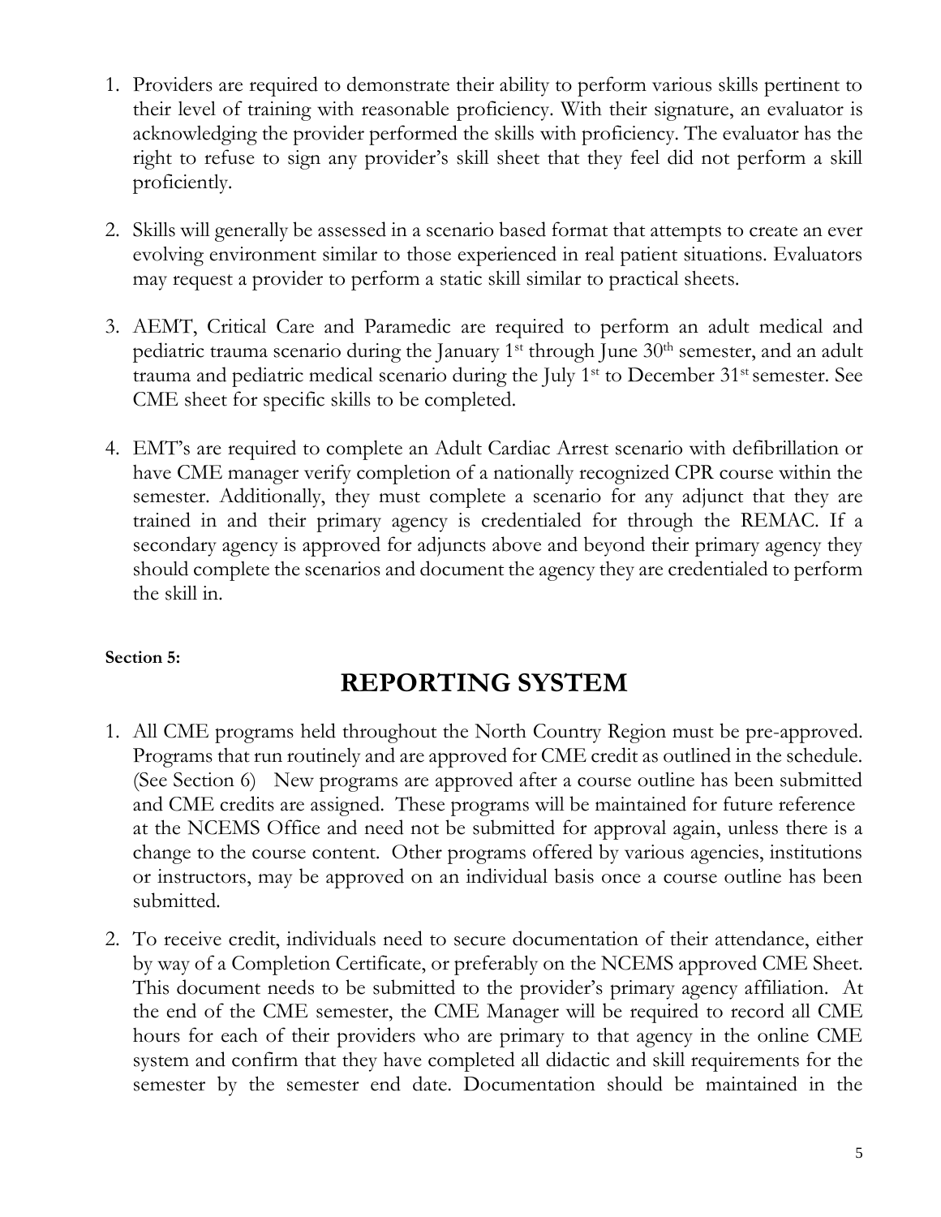1. Providers are required to demonstrate their ability to perform various skills pertinent to their level of training with reasonable proficiency. With their signature, an evaluator is acknowledging the provider performed the skills with proficiency. The evaluator has the right to refuse to sign any provider's skill sheet that they feel did not perform a skill proficiently.

2. Skills will generally be assessed in a scenario based format that attempts to create an ever evolving environment similar to those experienced in real patient situations. Evaluators may request a provider to perform a static skill similar to practical sheets.

3. AEMT, Critical Care and Paramedic are required to perform an adult medical and pediatric trauma scenario during the January 1st through June 30th semester, and an adult trauma and pediatric medical scenario during the July 1st to December 31st semester. See CME sheet for specific skills to be completed.

4. EMT's are required to complete an Adult Cardiac Arrest scenario with defibrillation or have CME manager verify completion of a nationally recognized CPR course within the semester. Additionally, they must complete a scenario for any adjunct that they are trained in and their primary agency is credentialed for through the REMAC. If a secondary agency is approved for adjuncts above and beyond their primary agency they should complete the scenarios and document the agency they are credentialed to perform the skill in.

**Section 5:**

## REPORTING SYSTEM

1. All CME programs held throughout the North Country Region must be pre-approved. Programs that run routinely and are approved for CME credit as outlined in the schedule. (See Section 6) New programs are approved after a course outline has been submitted and CME credits are assigned. These programs will be maintained for future reference at the NCEMS Office and need not be submitted for approval again, unless there is a change to the course content. Other programs offered by various agencies, institutions or instructors, may be approved on an individual basis once a course outline has been submitted.

2. To receive credit, individuals need to secure documentation of their attendance, either by way of a Completion Certificate, or preferably on the NCEMS approved CME Sheet. This document needs to be submitted to the provider's primary agency affiliation. At the end of the CME semester, the CME Manager will be required to record all CME hours for each of their providers who are primary to that agency in the online CME system and confirm that they have completed all didactic and skill requirements for the semester by the semester end date. Documentation should be maintained in the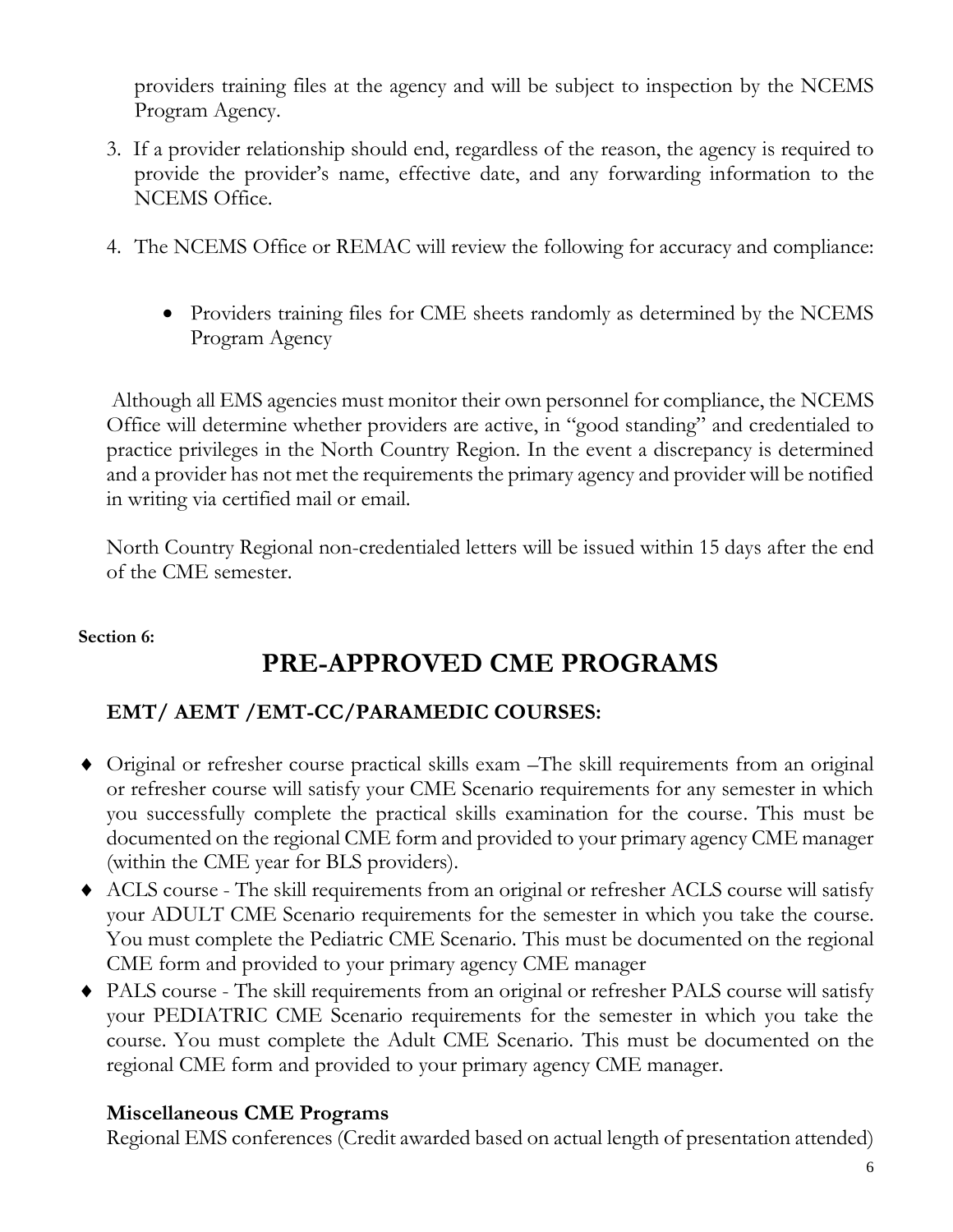providers training files at the agency and will be subject to inspection by the NCEMS Program Agency.

3. If a provider relationship should end, regardless of the reason, the agency is required to provide the provider's name, effective date, and any forwarding information to the NCEMS Office.

4. The NCEMS Office or REMAC will review the following for accuracy and compliance:

   - Providers training files for CME sheets randomly as determined by the NCEMS Program Agency

Although all EMS agencies must monitor their own personnel for compliance, the NCEMS Office will determine whether providers are active, in "good standing" and credentialed to practice privileges in the North Country Region. In the event a discrepancy is determined and a provider has not met the requirements the primary agency and provider will be notified in writing via certified mail or email.

North Country Regional non-credentialed letters will be issued within 15 days after the end of the CME semester.

**Section 6:**

# PRE-APPROVED CME PROGRAMS

## EMT/ AEMT /EMT-CC/PARAMEDIC COURSES:

- Original or refresher course practical skills exam –The skill requirements from an original or refresher course will satisfy your CME Scenario requirements for any semester in which you successfully complete the practical skills examination for the course. This must be documented on the regional CME form and provided to your primary agency CME manager (within the CME year for BLS providers).
- ACLS course - The skill requirements from an original or refresher ACLS course will satisfy your ADULT CME Scenario requirements for the semester in which you take the course. You must complete the Pediatric CME Scenario. This must be documented on the regional CME form and provided to your primary agency CME manager
- PALS course - The skill requirements from an original or refresher PALS course will satisfy your PEDIATRIC CME Scenario requirements for the semester in which you take the course. You must complete the Adult CME Scenario. This must be documented on the regional CME form and provided to your primary agency CME manager.

### Miscellaneous CME Programs

Regional EMS conferences (Credit awarded based on actual length of presentation attended)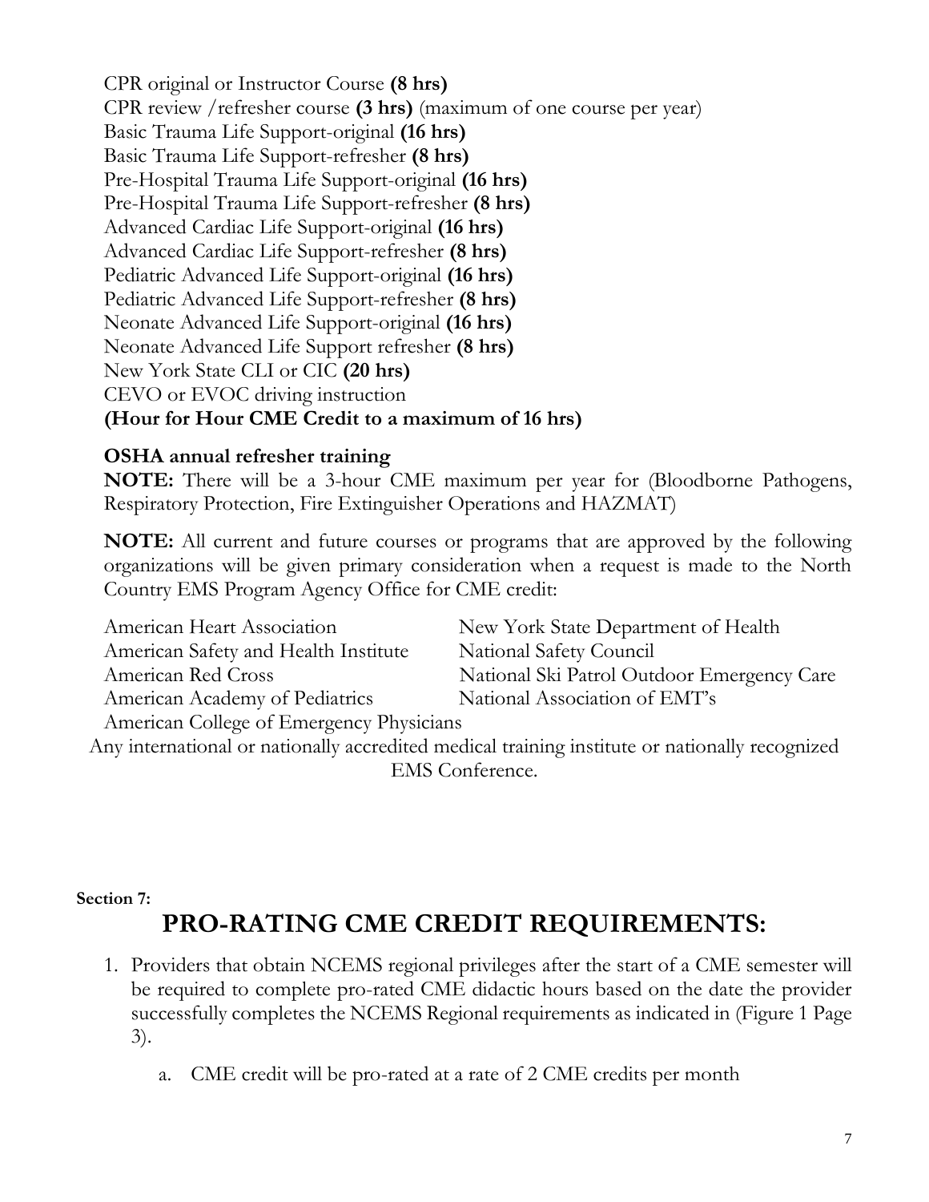CPR original or Instructor Course **(8 hrs)**
CPR review /refresher course **(3 hrs)** (maximum of one course per year)
Basic Trauma Life Support-original **(16 hrs)**
Basic Trauma Life Support-refresher **(8 hrs)**
Pre-Hospital Trauma Life Support-original **(16 hrs)**
Pre-Hospital Trauma Life Support-refresher **(8 hrs)**
Advanced Cardiac Life Support-original **(16 hrs)**
Advanced Cardiac Life Support-refresher **(8 hrs)**
Pediatric Advanced Life Support-original **(16 hrs)**
Pediatric Advanced Life Support-refresher **(8 hrs)**
Neonate Advanced Life Support-original **(16 hrs)**
Neonate Advanced Life Support refresher **(8 hrs)**
New York State CLI or CIC **(20 hrs)**
CEVO or EVOC driving instruction
**(Hour for Hour CME Credit to a maximum of 16 hrs)**

**OSHA annual refresher training**

**NOTE:** There will be a 3-hour CME maximum per year for (Bloodborne Pathogens, Respiratory Protection, Fire Extinguisher Operations and HAZMAT)

**NOTE:** All current and future courses or programs that are approved by the following organizations will be given primary consideration when a request is made to the North Country EMS Program Agency Office for CME credit:

American Heart Association
American Safety and Health Institute
American Red Cross
American Academy of Pediatrics
American College of Emergency Physicians
New York State Department of Health
National Safety Council
National Ski Patrol Outdoor Emergency Care
National Association of EMT's

Any international or nationally accredited medical training institute or nationally recognized EMS Conference.

**Section 7:**

## PRO-RATING CME CREDIT REQUIREMENTS:

1. Providers that obtain NCEMS regional privileges after the start of a CME semester will be required to complete pro-rated CME didactic hours based on the date the provider successfully completes the NCEMS Regional requirements as indicated in (Figure 1 Page 3).
   a. CME credit will be pro-rated at a rate of 2 CME credits per month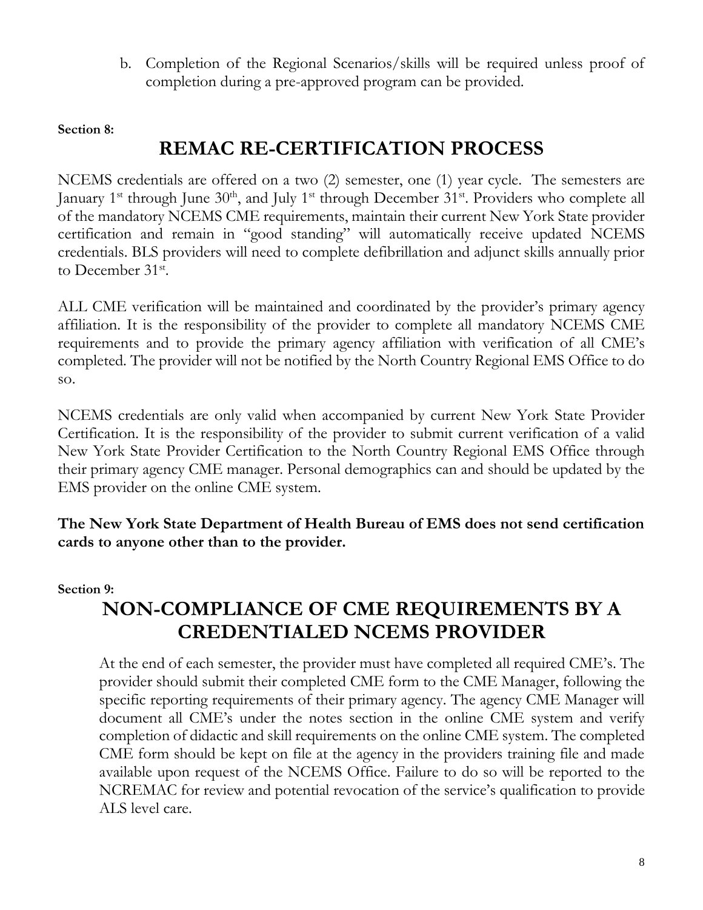b. Completion of the Regional Scenarios/skills will be required unless proof of completion during a pre-approved program can be provided.

**Section 8:**

## REMAC RE-CERTIFICATION PROCESS

NCEMS credentials are offered on a two (2) semester, one (1) year cycle. The semesters are January 1st through June 30th, and July 1st through December 31st. Providers who complete all of the mandatory NCEMS CME requirements, maintain their current New York State provider certification and remain in "good standing" will automatically receive updated NCEMS credentials. BLS providers will need to complete defibrillation and adjunct skills annually prior to December 31st.

ALL CME verification will be maintained and coordinated by the provider's primary agency affiliation. It is the responsibility of the provider to complete all mandatory NCEMS CME requirements and to provide the primary agency affiliation with verification of all CME's completed. The provider will not be notified by the North Country Regional EMS Office to do so.

NCEMS credentials are only valid when accompanied by current New York State Provider Certification. It is the responsibility of the provider to submit current verification of a valid New York State Provider Certification to the North Country Regional EMS Office through their primary agency CME manager. Personal demographics can and should be updated by the EMS provider on the online CME system.

**The New York State Department of Health Bureau of EMS does not send certification cards to anyone other than to the provider.**

**Section 9:**

## NON-COMPLIANCE OF CME REQUIREMENTS BY A CREDENTIALED NCEMS PROVIDER

At the end of each semester, the provider must have completed all required CME's. The provider should submit their completed CME form to the CME Manager, following the specific reporting requirements of their primary agency. The agency CME Manager will document all CME's under the notes section in the online CME system and verify completion of didactic and skill requirements on the online CME system. The completed CME form should be kept on file at the agency in the providers training file and made available upon request of the NCEMS Office. Failure to do so will be reported to the NCREMAC for review and potential revocation of the service's qualification to provide ALS level care.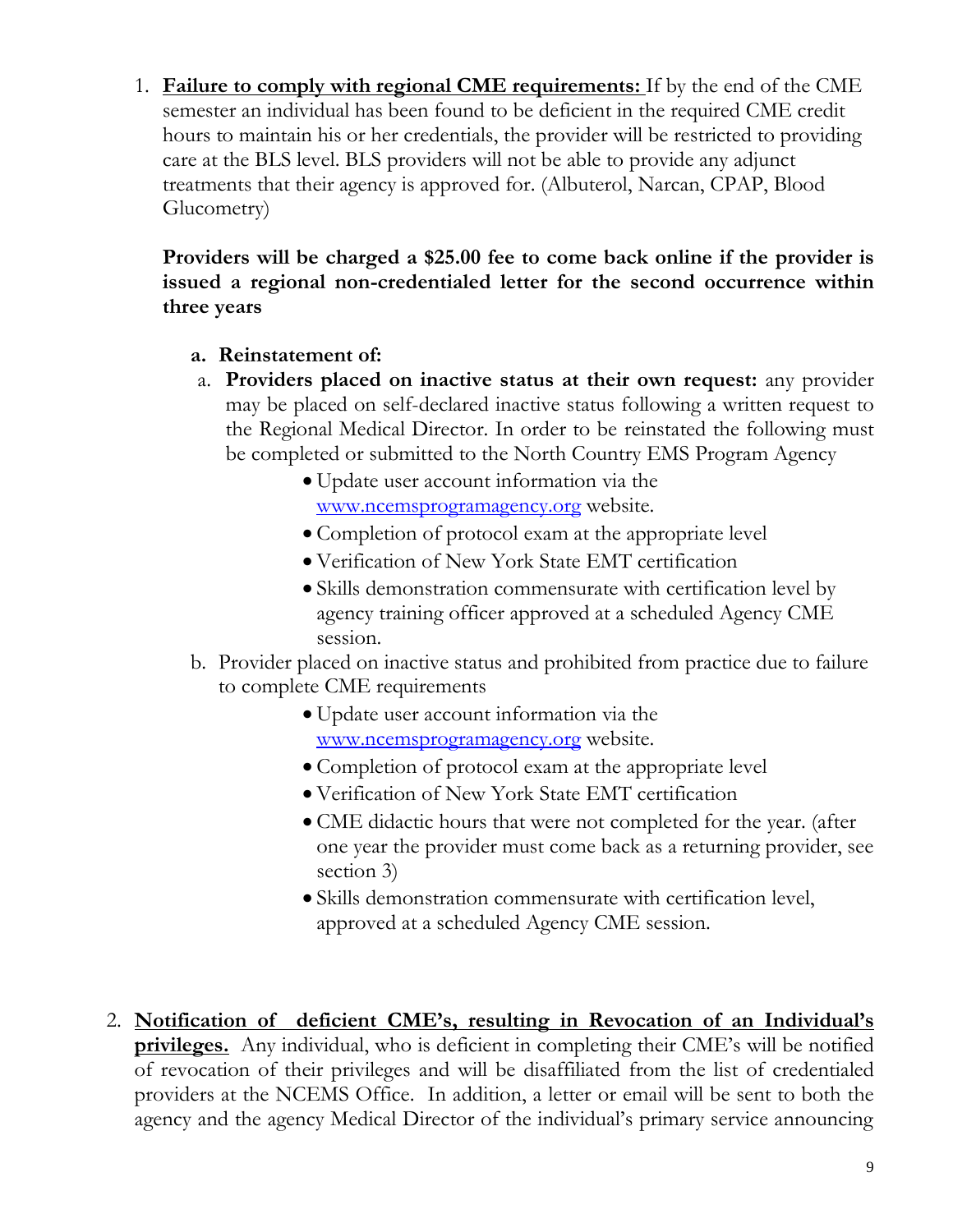1. **Failure to comply with regional CME requirements:** If by the end of the CME semester an individual has been found to be deficient in the required CME credit hours to maintain his or her credentials, the provider will be restricted to providing care at the BLS level. BLS providers will not be able to provide any adjunct treatments that their agency is approved for. (Albuterol, Narcan, CPAP, Blood Glucometry)

   **Providers will be charged a $25.00 fee to come back online if the provider is issued a regional non-credentialed letter for the second occurrence within three years**

   a. **Reinstatement of:**

      a. **Providers placed on inactive status at their own request:** any provider may be placed on self-declared inactive status following a written request to the Regional Medical Director. In order to be reinstated the following must be completed or submitted to the North Country EMS Program Agency

         - Update user account information via the www.ncemsprogramagency.org website.
         - Completion of protocol exam at the appropriate level
         - Verification of New York State EMT certification
         - Skills demonstration commensurate with certification level by agency training officer approved at a scheduled Agency CME session.

      b. Provider placed on inactive status and prohibited from practice due to failure to complete CME requirements

         - Update user account information via the www.ncemsprogramagency.org website.
         - Completion of protocol exam at the appropriate level
         - Verification of New York State EMT certification
         - CME didactic hours that were not completed for the year. (after one year the provider must come back as a returning provider, see section 3)
         - Skills demonstration commensurate with certification level, approved at a scheduled Agency CME session.

2. **Notification of deficient CME's, resulting in Revocation of an Individual's privileges.** Any individual, who is deficient in completing their CME's will be notified of revocation of their privileges and will be disaffiliated from the list of credentialed providers at the NCEMS Office. In addition, a letter or email will be sent to both the agency and the agency Medical Director of the individual's primary service announcing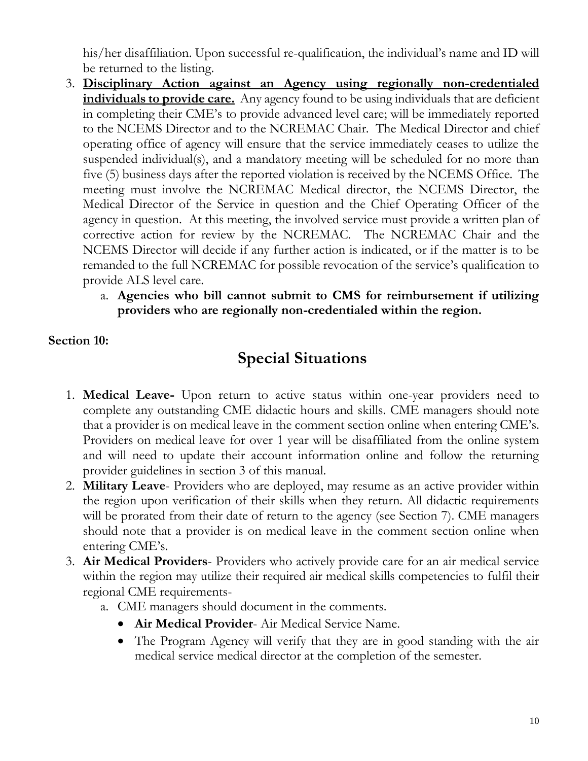his/her disaffiliation. Upon successful re-qualification, the individual's name and ID will be returned to the listing.

3. **Disciplinary Action against an Agency using regionally non-credentialed individuals to provide care.** Any agency found to be using individuals that are deficient in completing their CME's to provide advanced level care; will be immediately reported to the NCEMS Director and to the NCREMAC Chair. The Medical Director and chief operating office of agency will ensure that the service immediately ceases to utilize the suspended individual(s), and a mandatory meeting will be scheduled for no more than five (5) business days after the reported violation is received by the NCEMS Office. The meeting must involve the NCREMAC Medical director, the NCEMS Director, the Medical Director of the Service in question and the Chief Operating Officer of the agency in question. At this meeting, the involved service must provide a written plan of corrective action for review by the NCREMAC. The NCREMAC Chair and the NCEMS Director will decide if any further action is indicated, or if the matter is to be remanded to the full NCREMAC for possible revocation of the service's qualification to provide ALS level care.
   a. **Agencies who bill cannot submit to CMS for reimbursement if utilizing providers who are regionally non-credentialed within the region.**

**Section 10:**

# Special Situations

1. **Medical Leave-** Upon return to active status within one-year providers need to complete any outstanding CME didactic hours and skills. CME managers should note that a provider is on medical leave in the comment section online when entering CME's. Providers on medical leave for over 1 year will be disaffiliated from the online system and will need to update their account information online and follow the returning provider guidelines in section 3 of this manual.
2. **Military Leave**- Providers who are deployed, may resume as an active provider within the region upon verification of their skills when they return. All didactic requirements will be prorated from their date of return to the agency (see Section 7). CME managers should note that a provider is on medical leave in the comment section online when entering CME's.
3. **Air Medical Providers**- Providers who actively provide care for an air medical service within the region may utilize their required air medical skills competencies to fulfil their regional CME requirements-
   a. CME managers should document in the comments.
      - **Air Medical Provider**- Air Medical Service Name.
      - The Program Agency will verify that they are in good standing with the air medical service medical director at the completion of the semester.